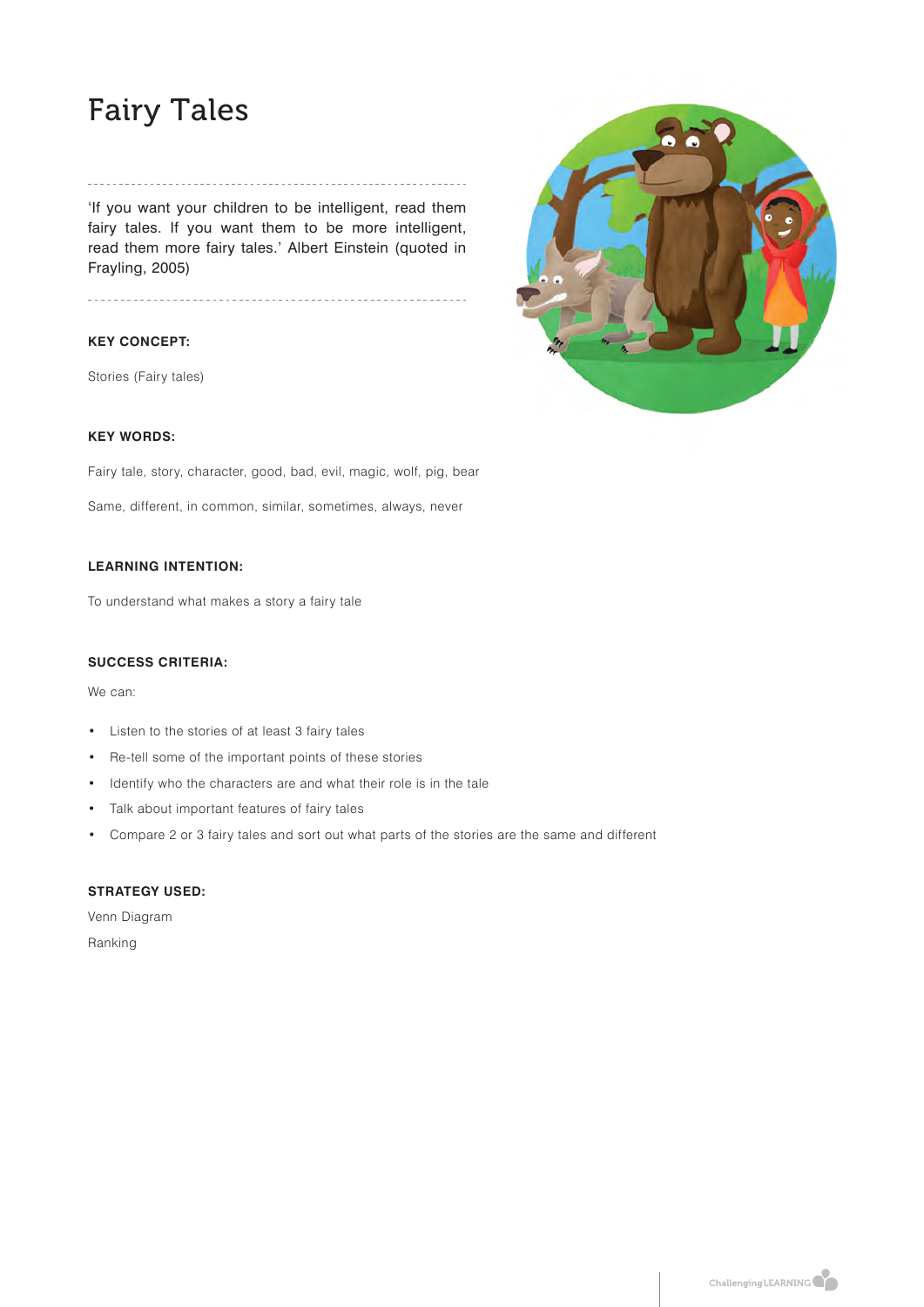# Fairy Tales

'If you want your children to be intelligent, read them fairy tales. If you want them to be more intelligent, read them more fairy tales.' Albert Einstein (quoted in Frayling, 2005)

**KEY CONCEPT:**

Stories (Fairy tales)

**KEY WORDS:**

Fairy tale, story, character, good, bad, evil, magic, wolf, pig, bear

Same, different, in common, similar, sometimes, always, never

**LEARNING INTENTION:**

To understand what makes a story a fairy tale

**SUCCESS CRITERIA:**

We can:

- Listen to the stories of at least 3 fairy tales
- Re-tell some of the important points of these stories
- Identify who the characters are and what their role is in the tale
- Talk about important features of fairy tales
- Compare 2 or 3 fairy tales and sort out what parts of the stories are the same and different

**STRATEGY USED:**

Venn Diagram

Ranking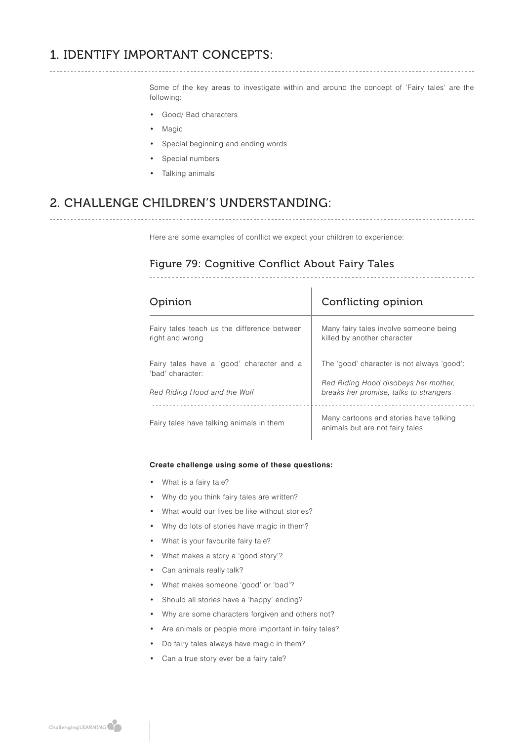## 1. IDENTIFY IMPORTANT CONCEPTS:

Some of the key areas to investigate within and around the concept of 'Fairy tales' are the following:

- Good/ Bad characters
- Magic
- Special beginning and ending words
- Special numbers
- Talking animals

## 2. CHALLENGE CHILDREN'S UNDERSTANDING:

Here are some examples of conflict we expect your children to experience:

### Figure 79: Cognitive Conflict About Fairy Tales

| Opinion | Conflicting opinion |
| --- | --- |
| Fairy tales teach us the difference between right and wrong | Many fairy tales involve someone being killed by another character |
| Fairy tales have a 'good' character and a 'bad' character: *Red Riding Hood and the Wolf* | The 'good' character is not always 'good': *Red Riding Hood disobeys her mother, breaks her promise, talks to strangers* |
| Fairy tales have talking animals in them | Many cartoons and stories have talking animals but are not fairy tales |

**Create challenge using some of these questions:**

- What is a fairy tale?
- Why do you think fairy tales are written?
- What would our lives be like without stories?
- Why do lots of stories have magic in them?
- What is your favourite fairy tale?
- What makes a story a 'good story'?
- Can animals really talk?
- What makes someone 'good' or 'bad'?
- Should all stories have a 'happy' ending?
- Why are some characters forgiven and others not?
- Are animals or people more important in fairy tales?
- Do fairy tales always have magic in them?
- Can a true story ever be a fairy tale?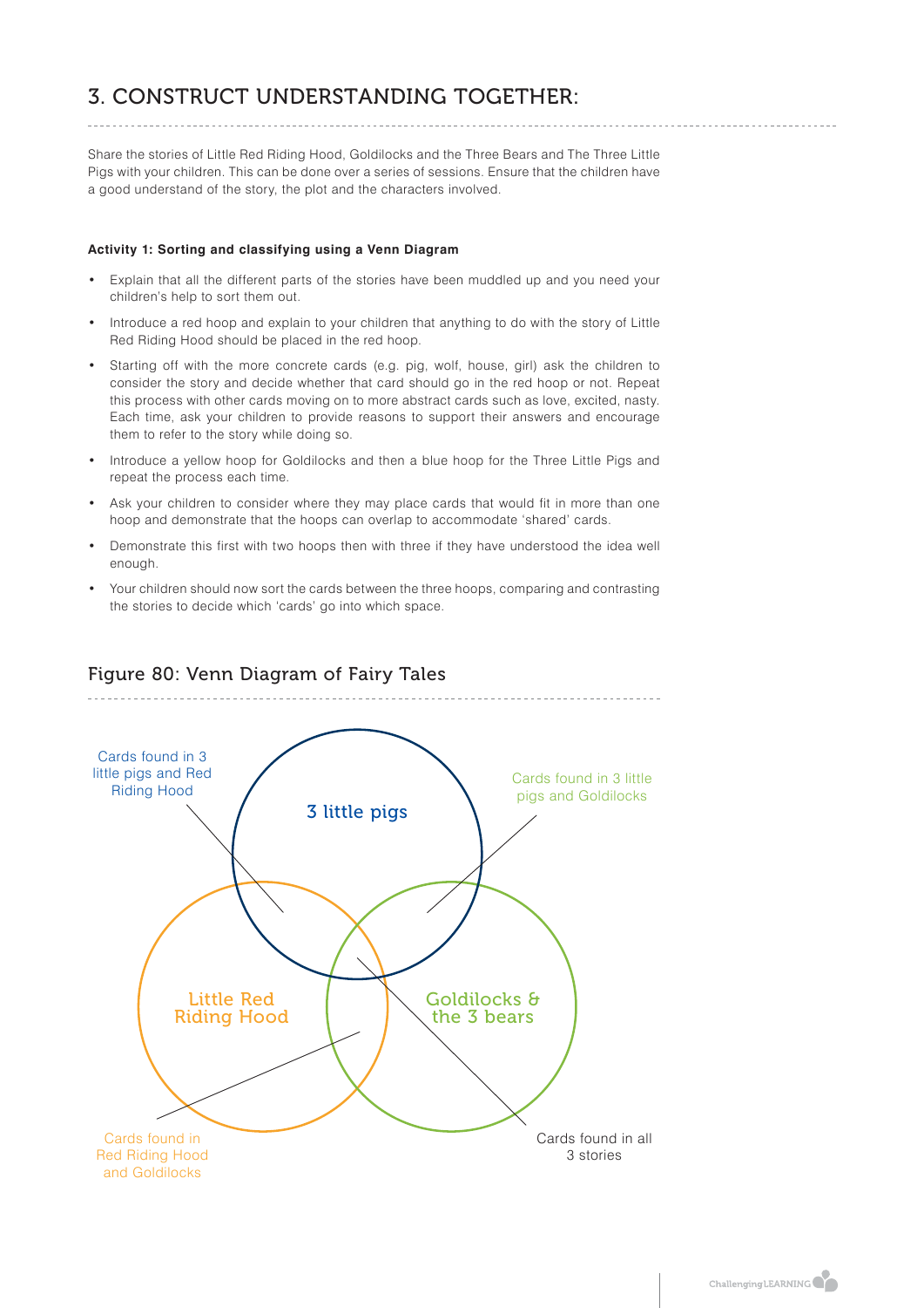# 3. CONSTRUCT UNDERSTANDING TOGETHER:

Share the stories of Little Red Riding Hood, Goldilocks and the Three Bears and The Three Little Pigs with your children. This can be done over a series of sessions. Ensure that the children have a good understand of the story, the plot and the characters involved.

**Activity 1: Sorting and classifying using a Venn Diagram**

- Explain that all the different parts of the stories have been muddled up and you need your children's help to sort them out.
- Introduce a red hoop and explain to your children that anything to do with the story of Little Red Riding Hood should be placed in the red hoop.
- Starting off with the more concrete cards (e.g. pig, wolf, house, girl) ask the children to consider the story and decide whether that card should go in the red hoop or not. Repeat this process with other cards moving on to more abstract cards such as love, excited, nasty. Each time, ask your children to provide reasons to support their answers and encourage them to refer to the story while doing so.
- Introduce a yellow hoop for Goldilocks and then a blue hoop for the Three Little Pigs and repeat the process each time.
- Ask your children to consider where they may place cards that would fit in more than one hoop and demonstrate that the hoops can overlap to accommodate 'shared' cards.
- Demonstrate this first with two hoops then with three if they have understood the idea well enough.
- Your children should now sort the cards between the three hoops, comparing and contrasting the stories to decide which 'cards' go into which space.

## Figure 80: Venn Diagram of Fairy Tales

3 little pigs

Little Red Riding Hood

Goldilocks & the 3 bears

Cards found in 3 little pigs and Red Riding Hood

Cards found in 3 little pigs and Goldilocks

Cards found in Red Riding Hood and Goldilocks

Cards found in all 3 stories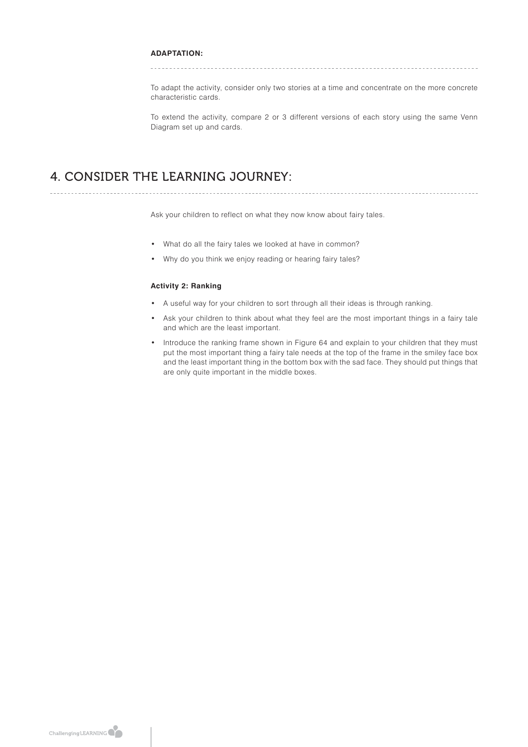**ADAPTATION:**

To adapt the activity, consider only two stories at a time and concentrate on the more concrete characteristic cards.

To extend the activity, compare 2 or 3 different versions of each story using the same Venn Diagram set up and cards.

## 4. CONSIDER THE LEARNING JOURNEY:

Ask your children to reflect on what they now know about fairy tales.

- What do all the fairy tales we looked at have in common?
- Why do you think we enjoy reading or hearing fairy tales?

**Activity 2: Ranking**

- A useful way for your children to sort through all their ideas is through ranking.
- Ask your children to think about what they feel are the most important things in a fairy tale and which are the least important.
- Introduce the ranking frame shown in Figure 64 and explain to your children that they must put the most important thing a fairy tale needs at the top of the frame in the smiley face box and the least important thing in the bottom box with the sad face. They should put things that are only quite important in the middle boxes.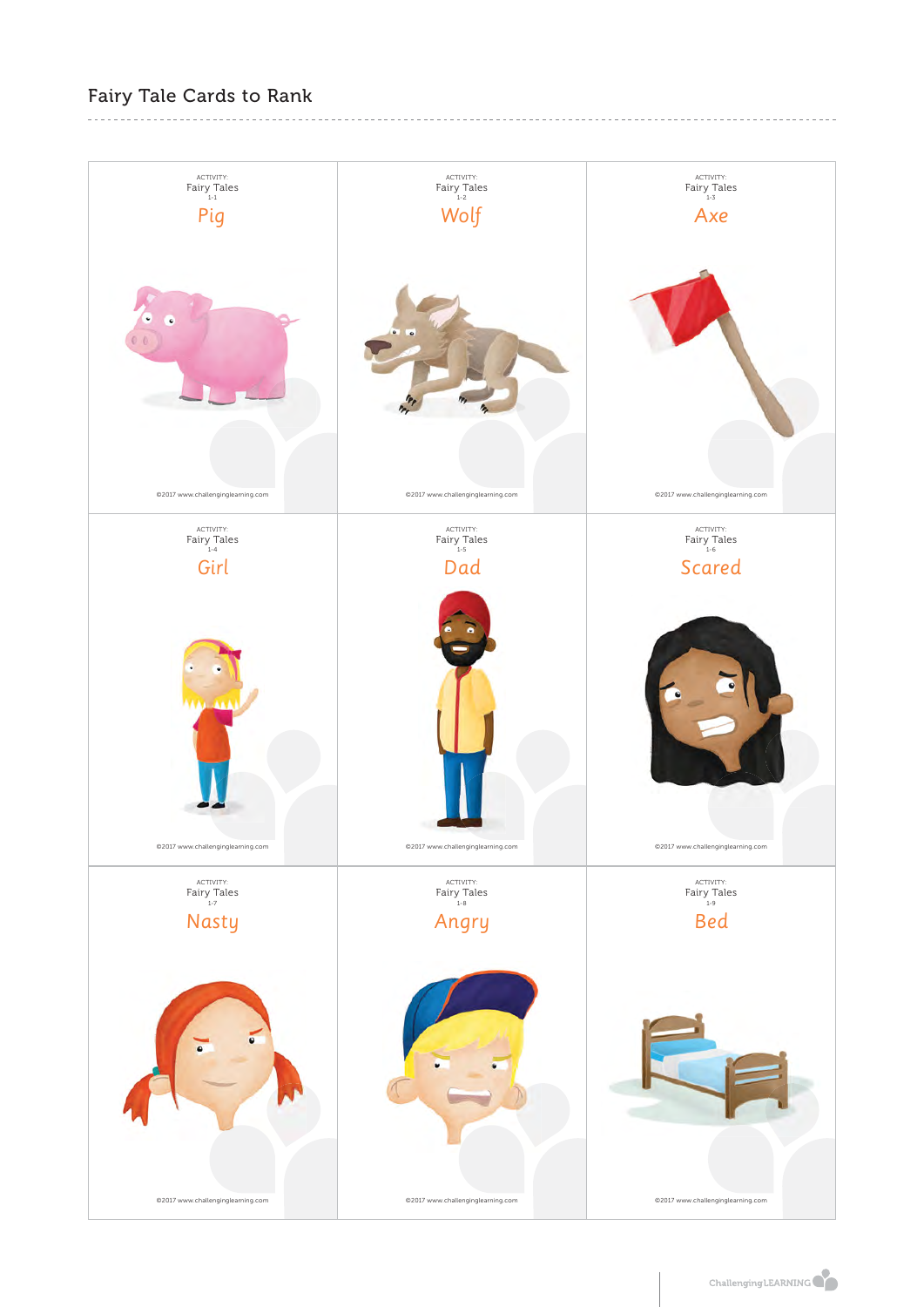## Fairy Tale Cards to Rank

| | | |
|---|---|---|
| ACTIVITY: Fairy Tales 1-1 **Pig** ©2017 www.challenginglearning.com | ACTIVITY: Fairy Tales 1-2 **Wolf** ©2017 www.challenginglearning.com | ACTIVITY: Fairy Tales 1-3 **Axe** ©2017 www.challenginglearning.com |
| ACTIVITY: Fairy Tales 1-4 **Girl** ©2017 www.challenginglearning.com | ACTIVITY: Fairy Tales 1-5 **Dad** ©2017 www.challenginglearning.com | ACTIVITY: Fairy Tales 1-6 **Scared** ©2017 www.challenginglearning.com |
| ACTIVITY: Fairy Tales 1-7 **Nasty** ©2017 www.challenginglearning.com | ACTIVITY: Fairy Tales 1-8 **Angry** ©2017 www.challenginglearning.com | ACTIVITY: Fairy Tales 1-9 **Bed** ©2017 www.challenginglearning.com |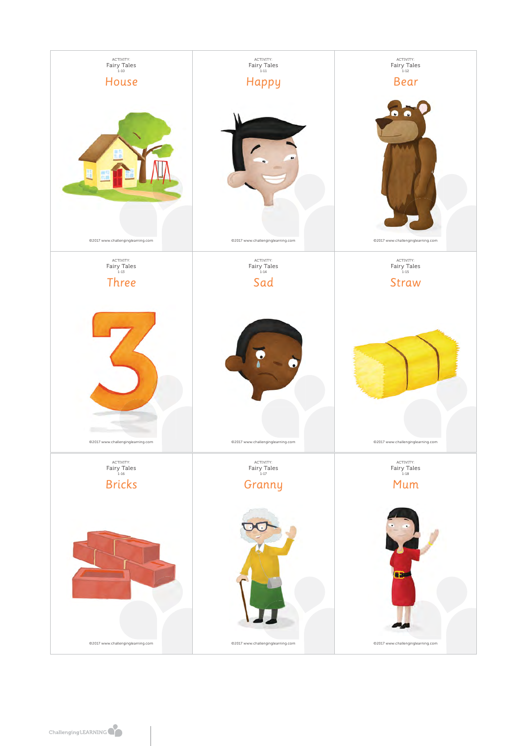ACTIVITY:
Fairy Tales
1-10

## House

©2017 www.challenginglearning.com

ACTIVITY:
Fairy Tales
1-11

## Happy

©2017 www.challenginglearning.com

ACTIVITY:
Fairy Tales
1-12

## Bear

©2017 www.challenginglearning.com

ACTIVITY:
Fairy Tales
1-13

## Three

©2017 www.challenginglearning.com

ACTIVITY:
Fairy Tales
1-14

## Sad

©2017 www.challenginglearning.com

ACTIVITY:
Fairy Tales
1-15

## Straw

©2017 www.challenginglearning.com

ACTIVITY:
Fairy Tales
1-16

## Bricks

©2017 www.challenginglearning.com

ACTIVITY:
Fairy Tales
1-17

## Granny

©2017 www.challenginglearning.com

ACTIVITY:
Fairy Tales
1-18

## Mum

©2017 www.challenginglearning.com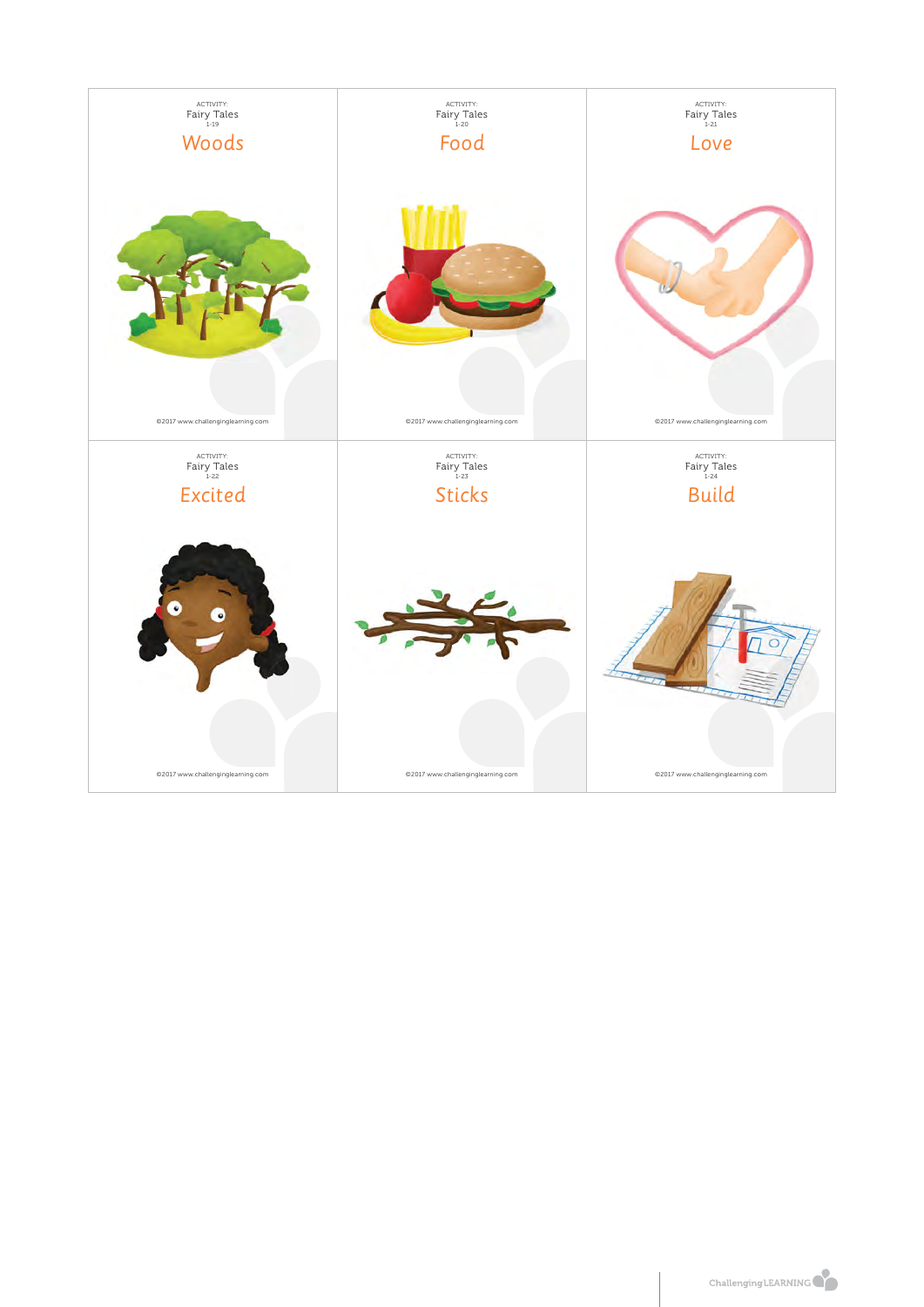ACTIVITY:
Fairy Tales
1-19

## Woods

©2017 www.challenginglearning.com

ACTIVITY:
Fairy Tales
1-20

## Food

©2017 www.challenginglearning.com

ACTIVITY:
Fairy Tales
1-21

## Love

©2017 www.challenginglearning.com

ACTIVITY:
Fairy Tales
1-22

## Excited

©2017 www.challenginglearning.com

ACTIVITY:
Fairy Tales
1-23

## Sticks

©2017 www.challenginglearning.com

ACTIVITY:
Fairy Tales
1-24

## Build

©2017 www.challenginglearning.com